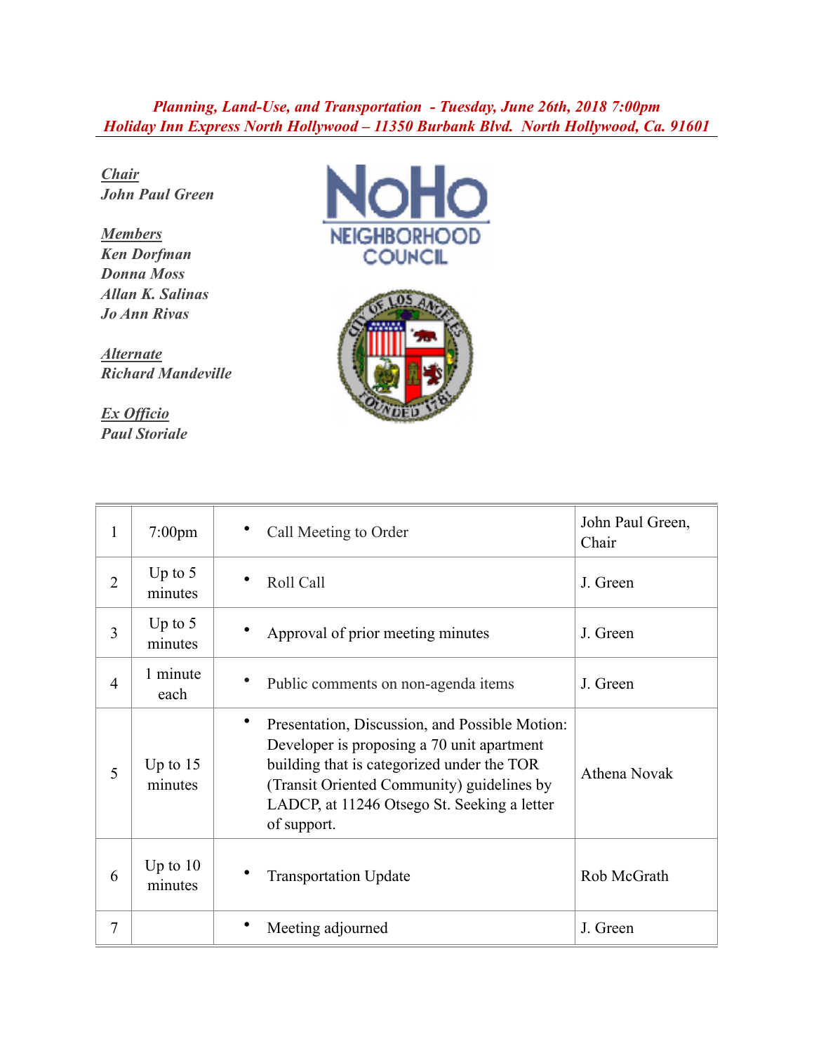***Planning, Land-Use, and Transportation - Tuesday, June 26th, 2018 7:00pm***
***Holiday Inn Express North Hollywood – 11350 Burbank Blvd. North Hollywood, Ca. 91601***

***Chair***
***John Paul Green***

***Members***
***Ken Dorfman***
***Donna Moss***
***Allan K. Salinas***
***Jo Ann Rivas***

***Alternate***
***Richard Mandeville***

***Ex Officio***
***Paul Storiale***

NoHo NEIGHBORHOOD COUNCIL

| | | | |
|---|---|---|---|
| 1 | 7:00pm | • Call Meeting to Order | John Paul Green, Chair |
| 2 | Up to 5 minutes | • Roll Call | J. Green |
| 3 | Up to 5 minutes | • Approval of prior meeting minutes | J. Green |
| 4 | 1 minute each | • Public comments on non-agenda items | J. Green |
| 5 | Up to 15 minutes | • Presentation, Discussion, and Possible Motion: Developer is proposing a 70 unit apartment building that is categorized under the TOR (Transit Oriented Community) guidelines by LADCP, at 11246 Otsego St. Seeking a letter of support. | Athena Novak |
| 6 | Up to 10 minutes | • Transportation Update | Rob McGrath |
| 7 | | • Meeting adjourned | J. Green |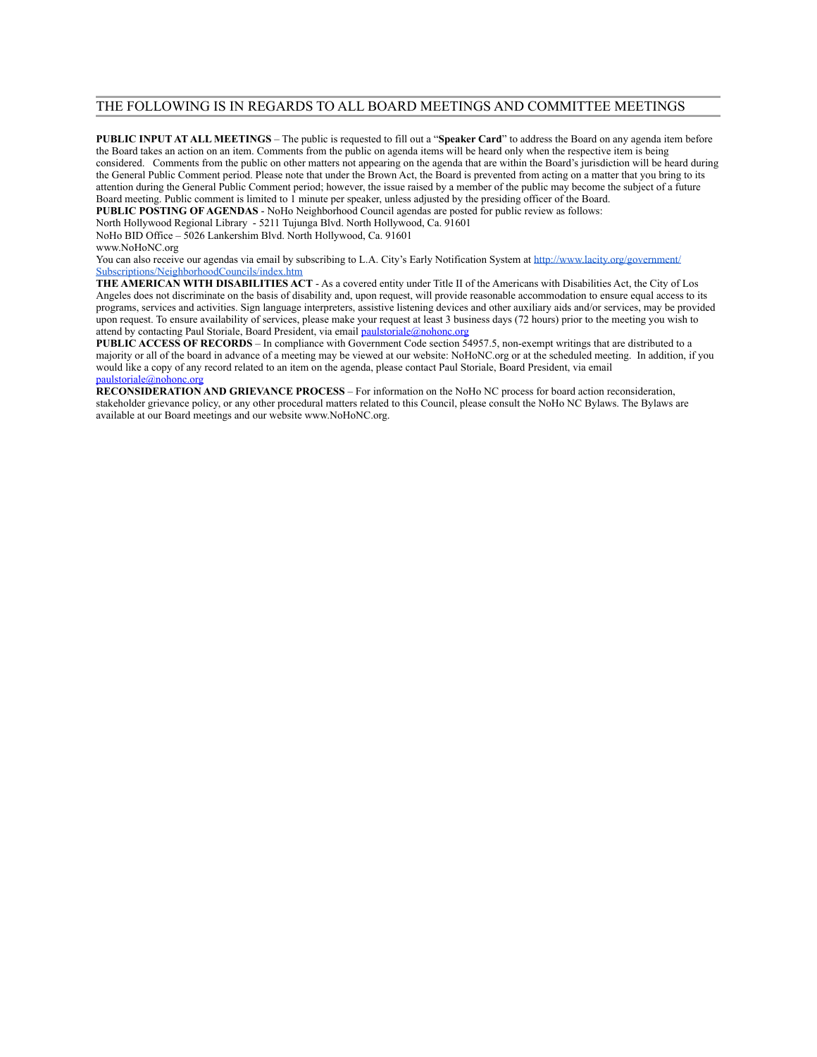## THE FOLLOWING IS IN REGARDS TO ALL BOARD MEETINGS AND COMMITTEE MEETINGS

**PUBLIC INPUT AT ALL MEETINGS** – The public is requested to fill out a "**Speaker Card**" to address the Board on any agenda item before the Board takes an action on an item. Comments from the public on agenda items will be heard only when the respective item is being considered. Comments from the public on other matters not appearing on the agenda that are within the Board's jurisdiction will be heard during the General Public Comment period. Please note that under the Brown Act, the Board is prevented from acting on a matter that you bring to its attention during the General Public Comment period; however, the issue raised by a member of the public may become the subject of a future Board meeting. Public comment is limited to 1 minute per speaker, unless adjusted by the presiding officer of the Board.

**PUBLIC POSTING OF AGENDAS** - NoHo Neighborhood Council agendas are posted for public review as follows:
North Hollywood Regional Library - 5211 Tujunga Blvd. North Hollywood, Ca. 91601
NoHo BID Office – 5026 Lankershim Blvd. North Hollywood, Ca. 91601
www.NoHoNC.org
You can also receive our agendas via email by subscribing to L.A. City's Early Notification System at http://www.lacity.org/government/Subscriptions/NeighborhoodCouncils/index.htm

**THE AMERICAN WITH DISABILITIES ACT** - As a covered entity under Title II of the Americans with Disabilities Act, the City of Los Angeles does not discriminate on the basis of disability and, upon request, will provide reasonable accommodation to ensure equal access to its programs, services and activities. Sign language interpreters, assistive listening devices and other auxiliary aids and/or services, may be provided upon request. To ensure availability of services, please make your request at least 3 business days (72 hours) prior to the meeting you wish to attend by contacting Paul Storiale, Board President, via email paulstoriale@nohonc.org

**PUBLIC ACCESS OF RECORDS** – In compliance with Government Code section 54957.5, non-exempt writings that are distributed to a majority or all of the board in advance of a meeting may be viewed at our website: NoHoNC.org or at the scheduled meeting. In addition, if you would like a copy of any record related to an item on the agenda, please contact Paul Storiale, Board President, via email paulstoriale@nohonc.org

**RECONSIDERATION AND GRIEVANCE PROCESS** – For information on the NoHo NC process for board action reconsideration, stakeholder grievance policy, or any other procedural matters related to this Council, please consult the NoHo NC Bylaws. The Bylaws are available at our Board meetings and our website www.NoHoNC.org.